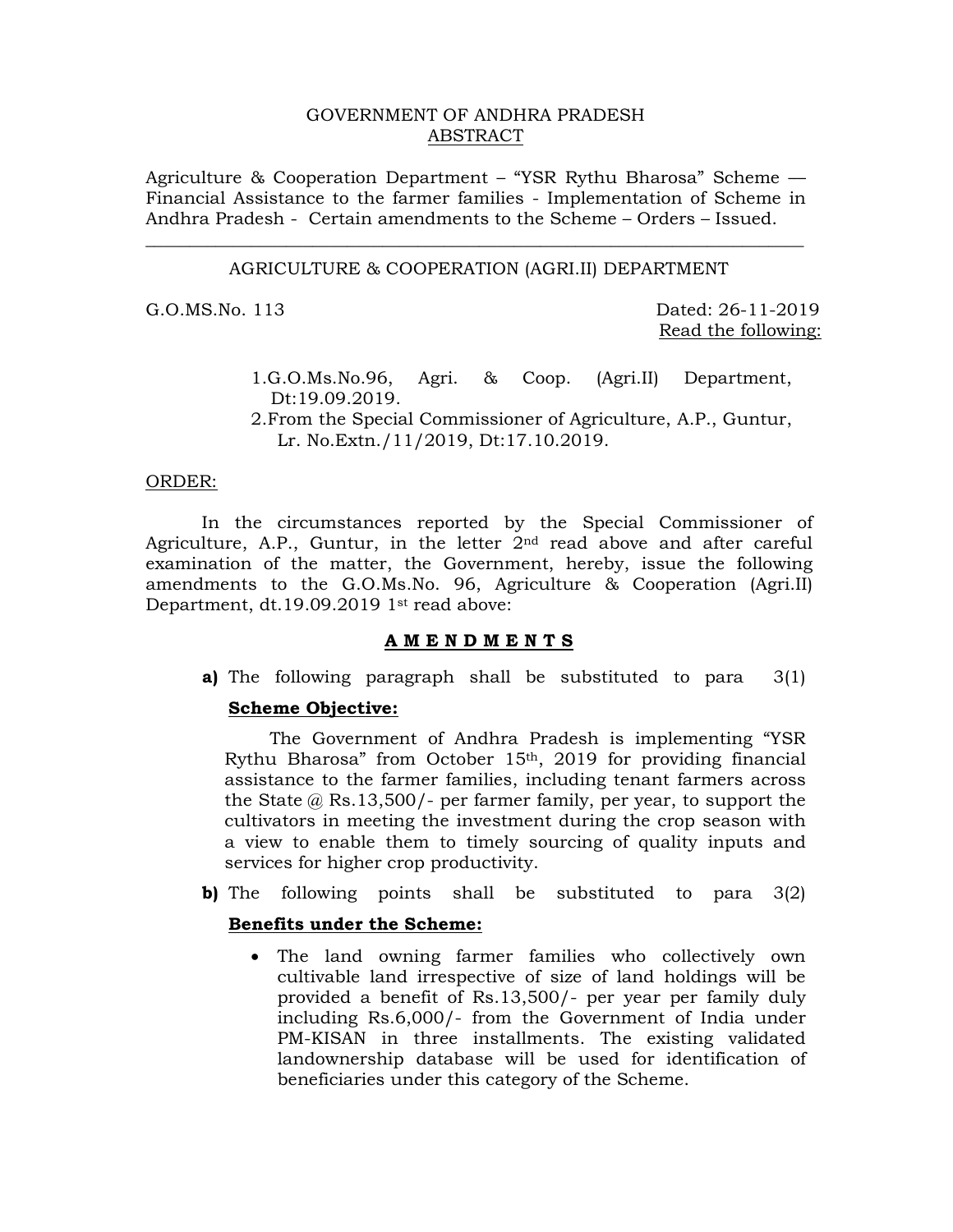GOVERNMENT OF ANDHRA PRADESH
ABSTRACT

Agriculture & Cooperation Department – "YSR Rythu Bharosa" Scheme — Financial Assistance to the farmer families - Implementation of Scheme in Andhra Pradesh - Certain amendments to the Scheme – Orders – Issued.

---

AGRICULTURE & COOPERATION (AGRI.II) DEPARTMENT

G.O.MS.No. 113 Dated: 26-11-2019

Read the following:

1. G.O.Ms.No.96, Agri. & Coop. (Agri.II) Department, Dt:19.09.2019.
2. From the Special Commissioner of Agriculture, A.P., Guntur, Lr. No.Extn./11/2019, Dt:17.10.2019.

ORDER:

In the circumstances reported by the Special Commissioner of Agriculture, A.P., Guntur, in the letter 2nd read above and after careful examination of the matter, the Government, hereby, issue the following amendments to the G.O.Ms.No. 96, Agriculture & Cooperation (Agri.II) Department, dt.19.09.2019 1st read above:

**A M E N D M E N T S**

**a)** The following paragraph shall be substituted to para 3(1)

**Scheme Objective:**

The Government of Andhra Pradesh is implementing "YSR Rythu Bharosa" from October 15th, 2019 for providing financial assistance to the farmer families, including tenant farmers across the State @ Rs.13,500/- per farmer family, per year, to support the cultivators in meeting the investment during the crop season with a view to enable them to timely sourcing of quality inputs and services for higher crop productivity.

**b)** The following points shall be substituted to para 3(2)

**Benefits under the Scheme:**

- The land owning farmer families who collectively own cultivable land irrespective of size of land holdings will be provided a benefit of Rs.13,500/- per year per family duly including Rs.6,000/- from the Government of India under PM-KISAN in three installments. The existing validated landownership database will be used for identification of beneficiaries under this category of the Scheme.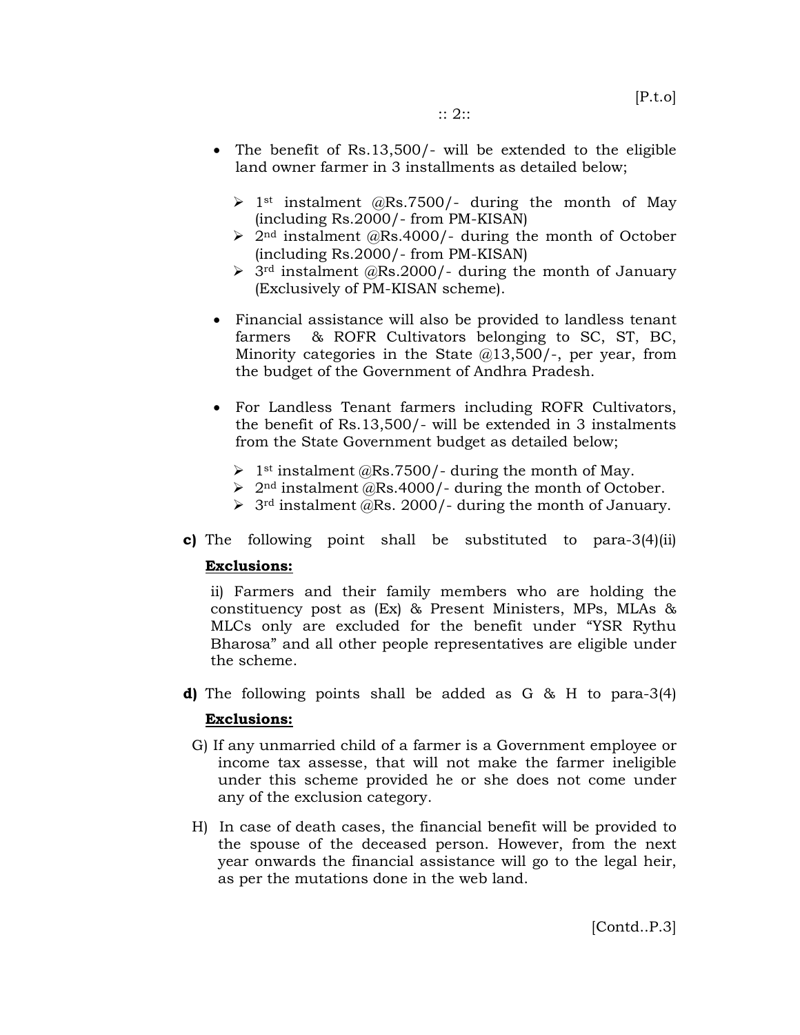- The benefit of Rs.13,500/- will be extended to the eligible land owner farmer in 3 installments as detailed below;

  - 1st instalment @Rs.7500/- during the month of May (including Rs.2000/- from PM-KISAN)
  - 2nd instalment @Rs.4000/- during the month of October (including Rs.2000/- from PM-KISAN)
  - 3rd instalment @Rs.2000/- during the month of January (Exclusively of PM-KISAN scheme).

- Financial assistance will also be provided to landless tenant farmers & ROFR Cultivators belonging to SC, ST, BC, Minority categories in the State @13,500/-, per year, from the budget of the Government of Andhra Pradesh.

- For Landless Tenant farmers including ROFR Cultivators, the benefit of Rs.13,500/- will be extended in 3 instalments from the State Government budget as detailed below;

  - 1st instalment @Rs.7500/- during the month of May.
  - 2nd instalment @Rs.4000/- during the month of October.
  - 3rd instalment @Rs. 2000/- during the month of January.

**c)** The following point shall be substituted to para-3(4)(ii)

**Exclusions:**

ii) Farmers and their family members who are holding the constituency post as (Ex) & Present Ministers, MPs, MLAs & MLCs only are excluded for the benefit under "YSR Rythu Bharosa" and all other people representatives are eligible under the scheme.

**d)** The following points shall be added as G & H to para-3(4)

**Exclusions:**

G) If any unmarried child of a farmer is a Government employee or income tax assesse, that will not make the farmer ineligible under this scheme provided he or she does not come under any of the exclusion category.

H) In case of death cases, the financial benefit will be provided to the spouse of the deceased person. However, from the next year onwards the financial assistance will go to the legal heir, as per the mutations done in the web land.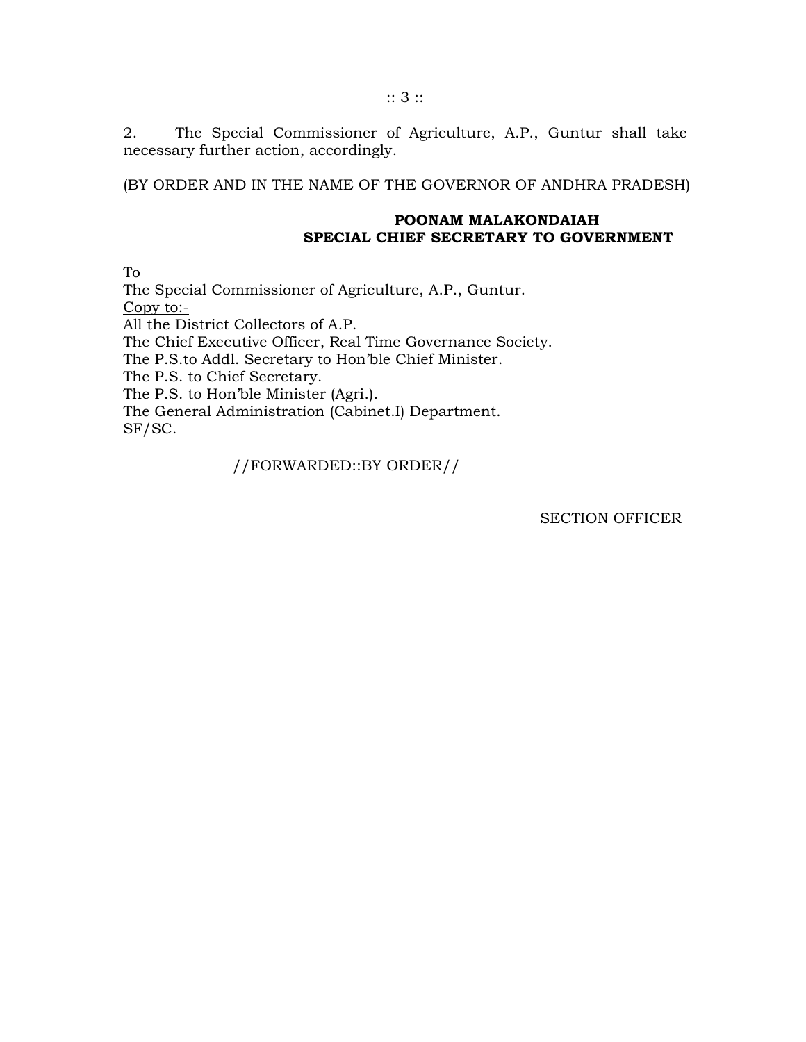2. The Special Commissioner of Agriculture, A.P., Guntur shall take necessary further action, accordingly.

(BY ORDER AND IN THE NAME OF THE GOVERNOR OF ANDHRA PRADESH)

**POONAM MALAKONDAIAH**
**SPECIAL CHIEF SECRETARY TO GOVERNMENT**

To
The Special Commissioner of Agriculture, A.P., Guntur.
Copy to:-
All the District Collectors of A.P.
The Chief Executive Officer, Real Time Governance Society.
The P.S.to Addl. Secretary to Hon'ble Chief Minister.
The P.S. to Chief Secretary.
The P.S. to Hon'ble Minister (Agri.).
The General Administration (Cabinet.I) Department.
SF/SC.

//FORWARDED::BY ORDER//

SECTION OFFICER